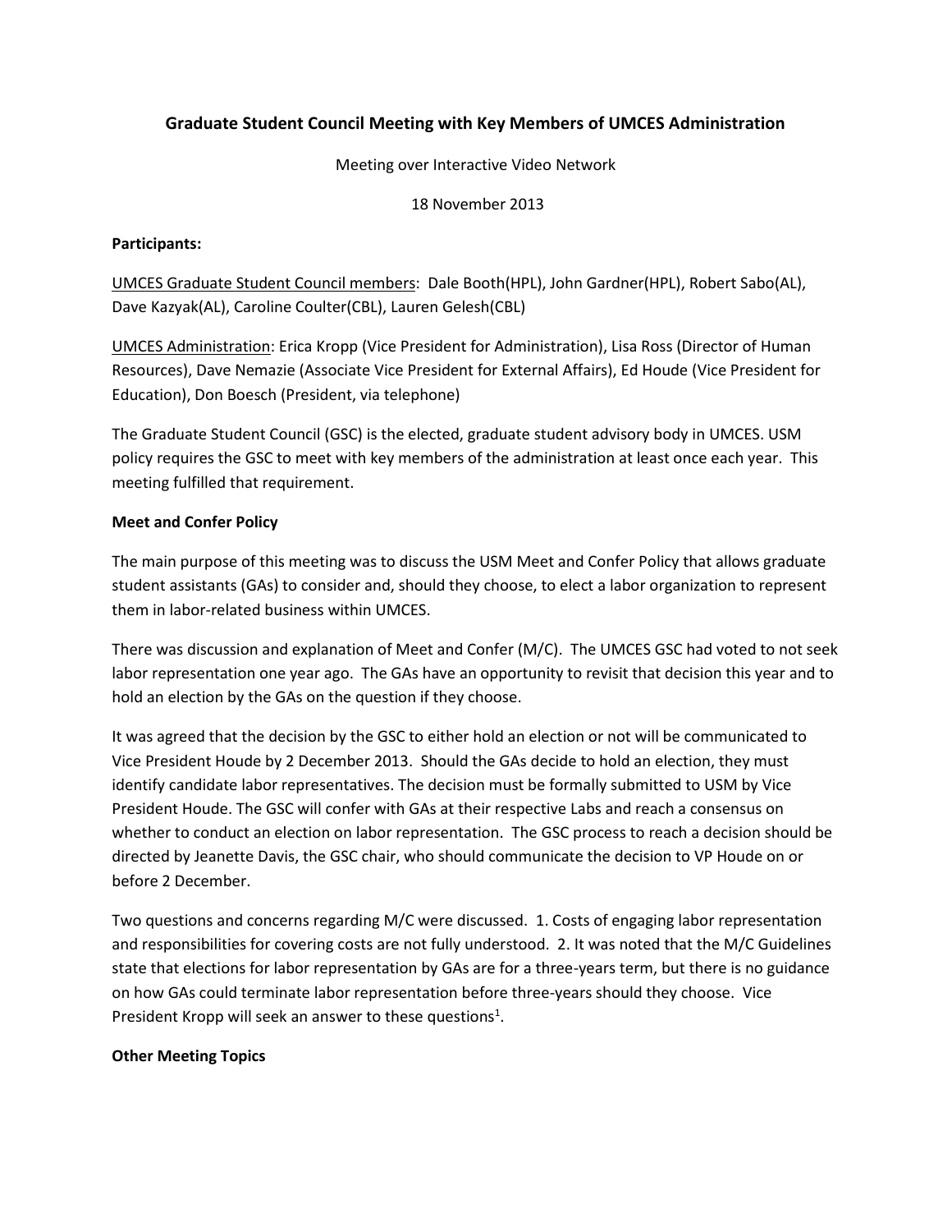## Graduate Student Council Meeting with Key Members of UMCES Administration

Meeting over Interactive Video Network

18 November 2013

**Participants:**

UMCES Graduate Student Council members: Dale Booth(HPL), John Gardner(HPL), Robert Sabo(AL), Dave Kazyak(AL), Caroline Coulter(CBL), Lauren Gelesh(CBL)

UMCES Administration: Erica Kropp (Vice President for Administration), Lisa Ross (Director of Human Resources), Dave Nemazie (Associate Vice President for External Affairs), Ed Houde (Vice President for Education), Don Boesch (President, via telephone)

The Graduate Student Council (GSC) is the elected, graduate student advisory body in UMCES. USM policy requires the GSC to meet with key members of the administration at least once each year. This meeting fulfilled that requirement.

**Meet and Confer Policy**

The main purpose of this meeting was to discuss the USM Meet and Confer Policy that allows graduate student assistants (GAs) to consider and, should they choose, to elect a labor organization to represent them in labor-related business within UMCES.

There was discussion and explanation of Meet and Confer (M/C). The UMCES GSC had voted to not seek labor representation one year ago. The GAs have an opportunity to revisit that decision this year and to hold an election by the GAs on the question if they choose.

It was agreed that the decision by the GSC to either hold an election or not will be communicated to Vice President Houde by 2 December 2013. Should the GAs decide to hold an election, they must identify candidate labor representatives. The decision must be formally submitted to USM by Vice President Houde. The GSC will confer with GAs at their respective Labs and reach a consensus on whether to conduct an election on labor representation. The GSC process to reach a decision should be directed by Jeanette Davis, the GSC chair, who should communicate the decision to VP Houde on or before 2 December.

Two questions and concerns regarding M/C were discussed. 1. Costs of engaging labor representation and responsibilities for covering costs are not fully understood. 2. It was noted that the M/C Guidelines state that elections for labor representation by GAs are for a three-years term, but there is no guidance on how GAs could terminate labor representation before three-years should they choose. Vice President Kropp will seek an answer to these questions[1].

**Other Meeting Topics**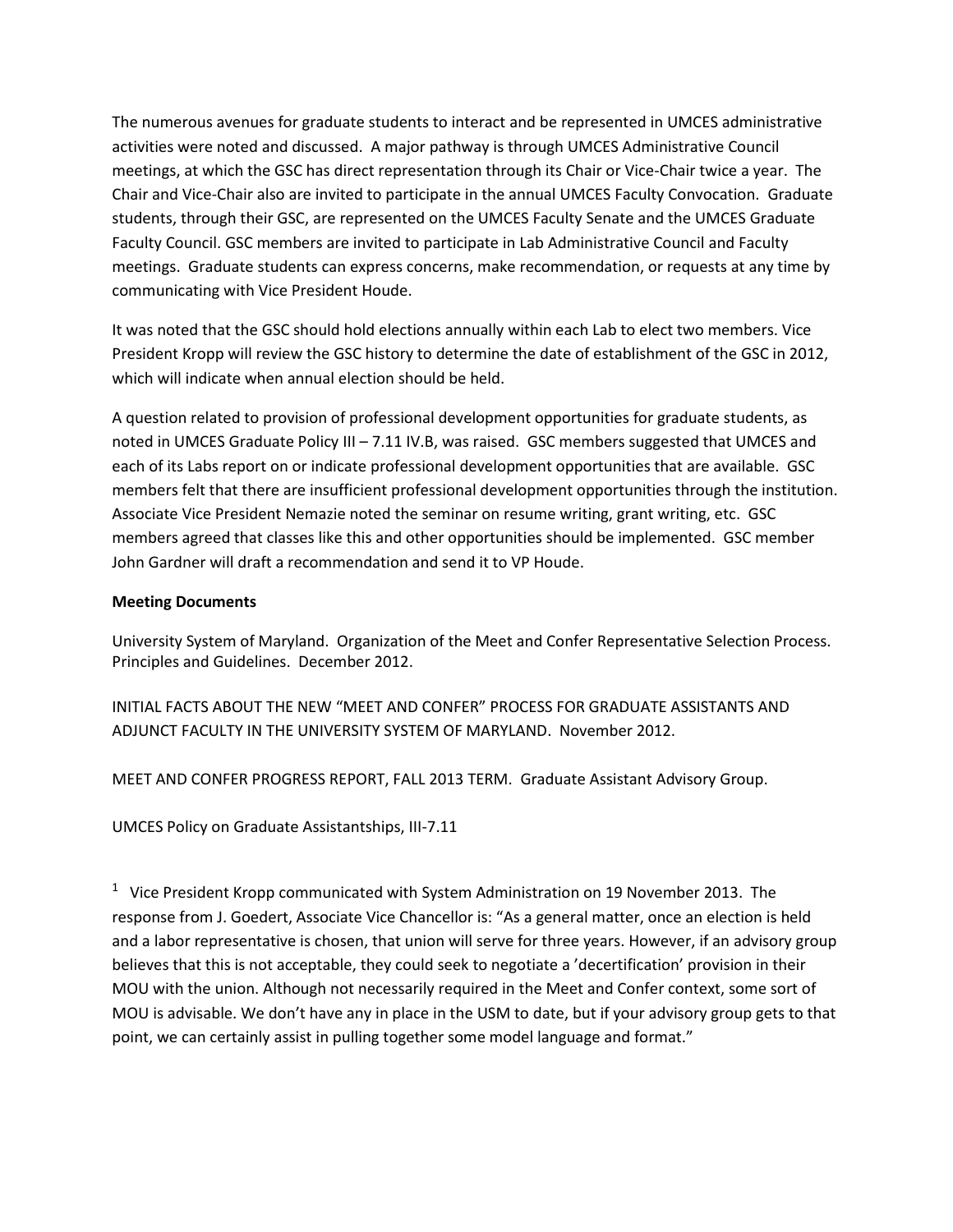The numerous avenues for graduate students to interact and be represented in UMCES administrative activities were noted and discussed. A major pathway is through UMCES Administrative Council meetings, at which the GSC has direct representation through its Chair or Vice-Chair twice a year. The Chair and Vice-Chair also are invited to participate in the annual UMCES Faculty Convocation. Graduate students, through their GSC, are represented on the UMCES Faculty Senate and the UMCES Graduate Faculty Council. GSC members are invited to participate in Lab Administrative Council and Faculty meetings. Graduate students can express concerns, make recommendation, or requests at any time by communicating with Vice President Houde.

It was noted that the GSC should hold elections annually within each Lab to elect two members. Vice President Kropp will review the GSC history to determine the date of establishment of the GSC in 2012, which will indicate when annual election should be held.

A question related to provision of professional development opportunities for graduate students, as noted in UMCES Graduate Policy III – 7.11 IV.B, was raised. GSC members suggested that UMCES and each of its Labs report on or indicate professional development opportunities that are available. GSC members felt that there are insufficient professional development opportunities through the institution. Associate Vice President Nemazie noted the seminar on resume writing, grant writing, etc. GSC members agreed that classes like this and other opportunities should be implemented. GSC member John Gardner will draft a recommendation and send it to VP Houde.

**Meeting Documents**

University System of Maryland. Organization of the Meet and Confer Representative Selection Process. Principles and Guidelines. December 2012.

INITIAL FACTS ABOUT THE NEW "MEET AND CONFER" PROCESS FOR GRADUATE ASSISTANTS AND ADJUNCT FACULTY IN THE UNIVERSITY SYSTEM OF MARYLAND. November 2012.

MEET AND CONFER PROGRESS REPORT, FALL 2013 TERM. Graduate Assistant Advisory Group.

UMCES Policy on Graduate Assistantships, III-7.11

[1] Vice President Kropp communicated with System Administration on 19 November 2013. The response from J. Goedert, Associate Vice Chancellor is: "As a general matter, once an election is held and a labor representative is chosen, that union will serve for three years. However, if an advisory group believes that this is not acceptable, they could seek to negotiate a 'decertification' provision in their MOU with the union. Although not necessarily required in the Meet and Confer context, some sort of MOU is advisable. We don't have any in place in the USM to date, but if your advisory group gets to that point, we can certainly assist in pulling together some model language and format."